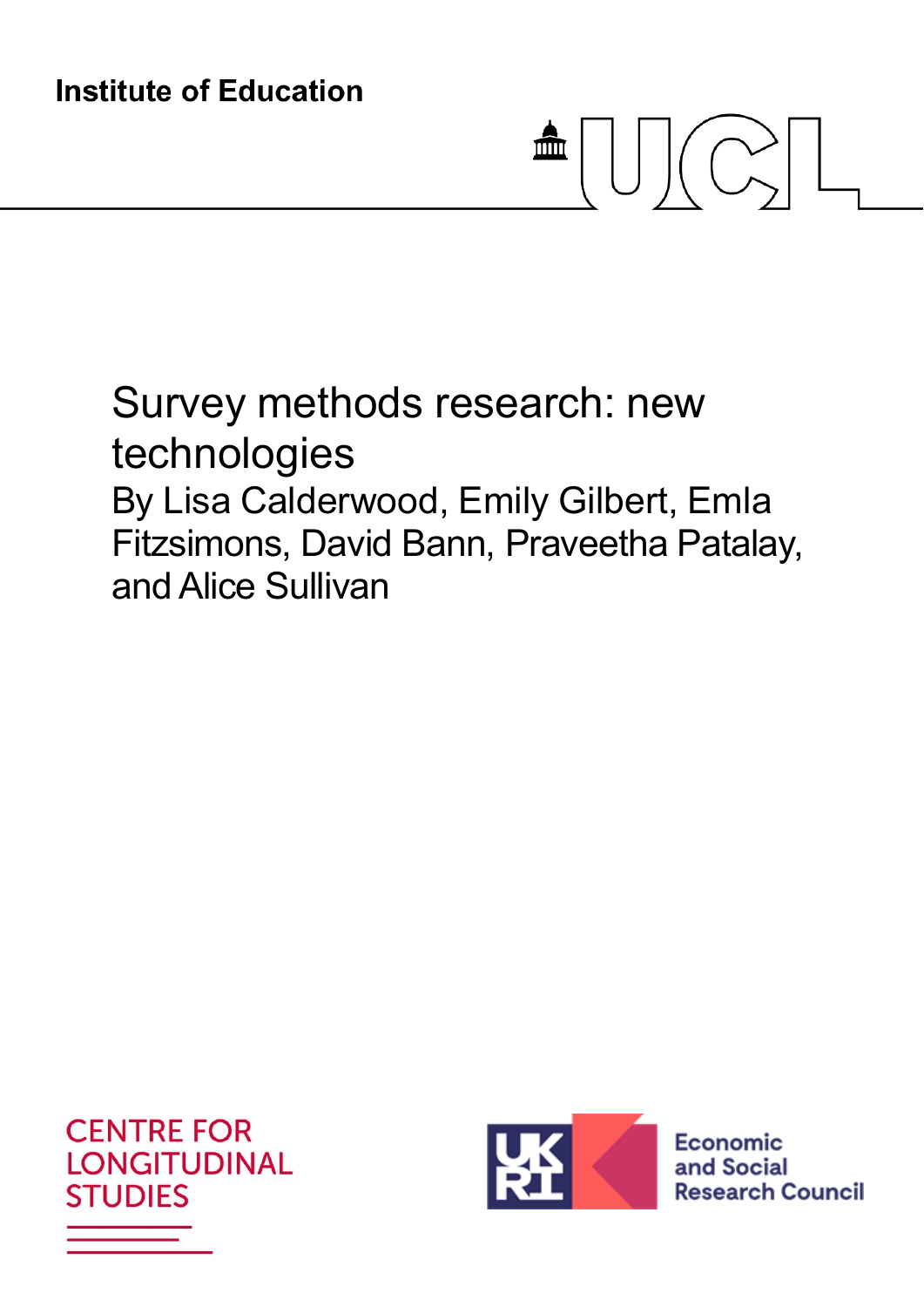Institute of Education

UCL

# Survey methods research: new technologies

By Lisa Calderwood, Emily Gilbert, Emla Fitzsimons, David Bann, Praveetha Patalay, and Alice Sullivan

CENTRE FOR LONGITUDINAL STUDIES

UKRI Economic and Social Research Council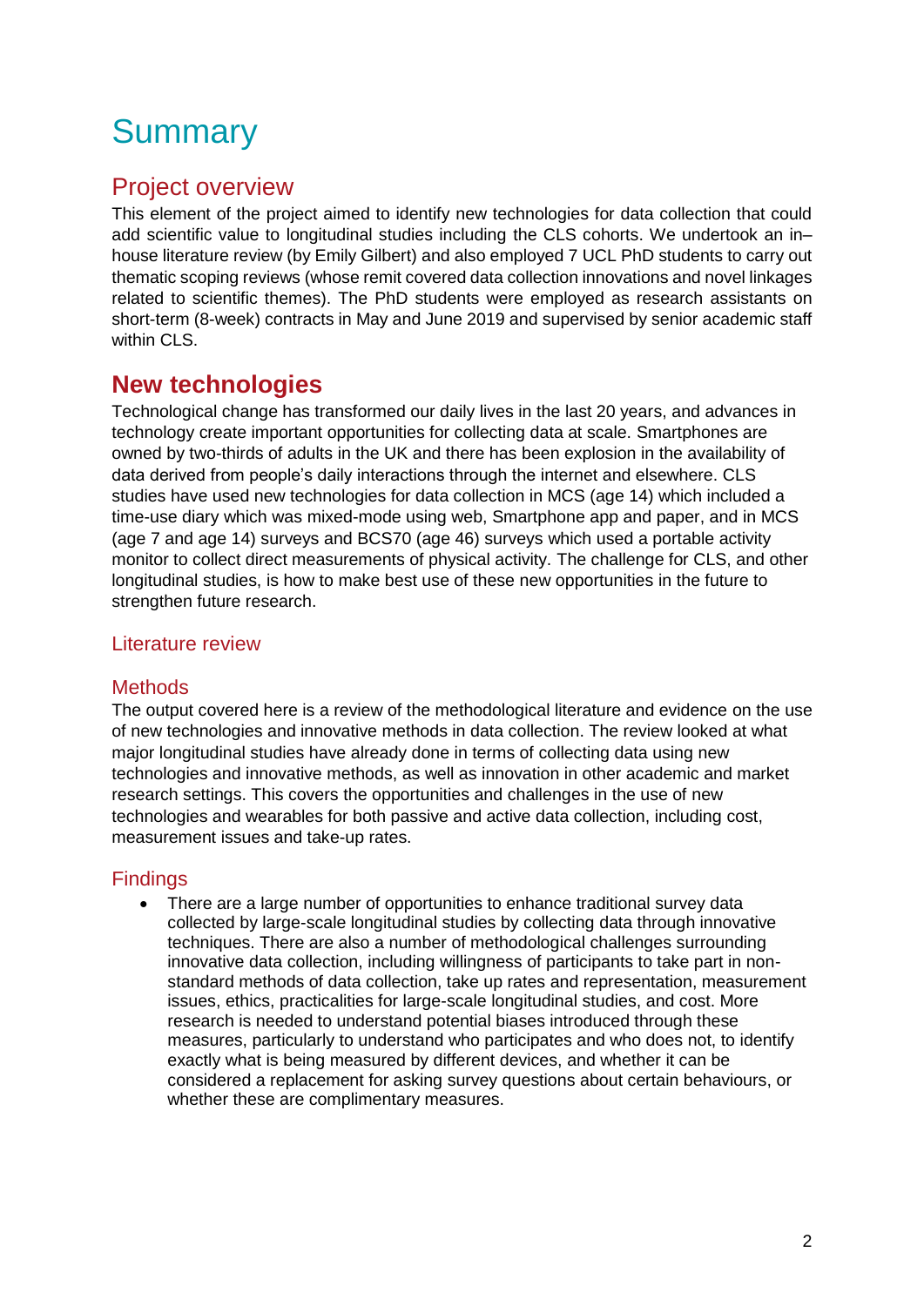# Summary

## Project overview

This element of the project aimed to identify new technologies for data collection that could add scientific value to longitudinal studies including the CLS cohorts. We undertook an in–house literature review (by Emily Gilbert) and also employed 7 UCL PhD students to carry out thematic scoping reviews (whose remit covered data collection innovations and novel linkages related to scientific themes). The PhD students were employed as research assistants on short-term (8-week) contracts in May and June 2019 and supervised by senior academic staff within CLS.

## **New technologies**

Technological change has transformed our daily lives in the last 20 years, and advances in technology create important opportunities for collecting data at scale. Smartphones are owned by two-thirds of adults in the UK and there has been explosion in the availability of data derived from people's daily interactions through the internet and elsewhere. CLS studies have used new technologies for data collection in MCS (age 14) which included a time-use diary which was mixed-mode using web, Smartphone app and paper, and in MCS (age 7 and age 14) surveys and BCS70 (age 46) surveys which used a portable activity monitor to collect direct measurements of physical activity. The challenge for CLS, and other longitudinal studies, is how to make best use of these new opportunities in the future to strengthen future research.

### Literature review

### Methods

The output covered here is a review of the methodological literature and evidence on the use of new technologies and innovative methods in data collection. The review looked at what major longitudinal studies have already done in terms of collecting data using new technologies and innovative methods, as well as innovation in other academic and market research settings. This covers the opportunities and challenges in the use of new technologies and wearables for both passive and active data collection, including cost, measurement issues and take-up rates.

### Findings

- There are a large number of opportunities to enhance traditional survey data collected by large-scale longitudinal studies by collecting data through innovative techniques. There are also a number of methodological challenges surrounding innovative data collection, including willingness of participants to take part in non-standard methods of data collection, take up rates and representation, measurement issues, ethics, practicalities for large-scale longitudinal studies, and cost. More research is needed to understand potential biases introduced through these measures, particularly to understand who participates and who does not, to identify exactly what is being measured by different devices, and whether it can be considered a replacement for asking survey questions about certain behaviours, or whether these are complimentary measures.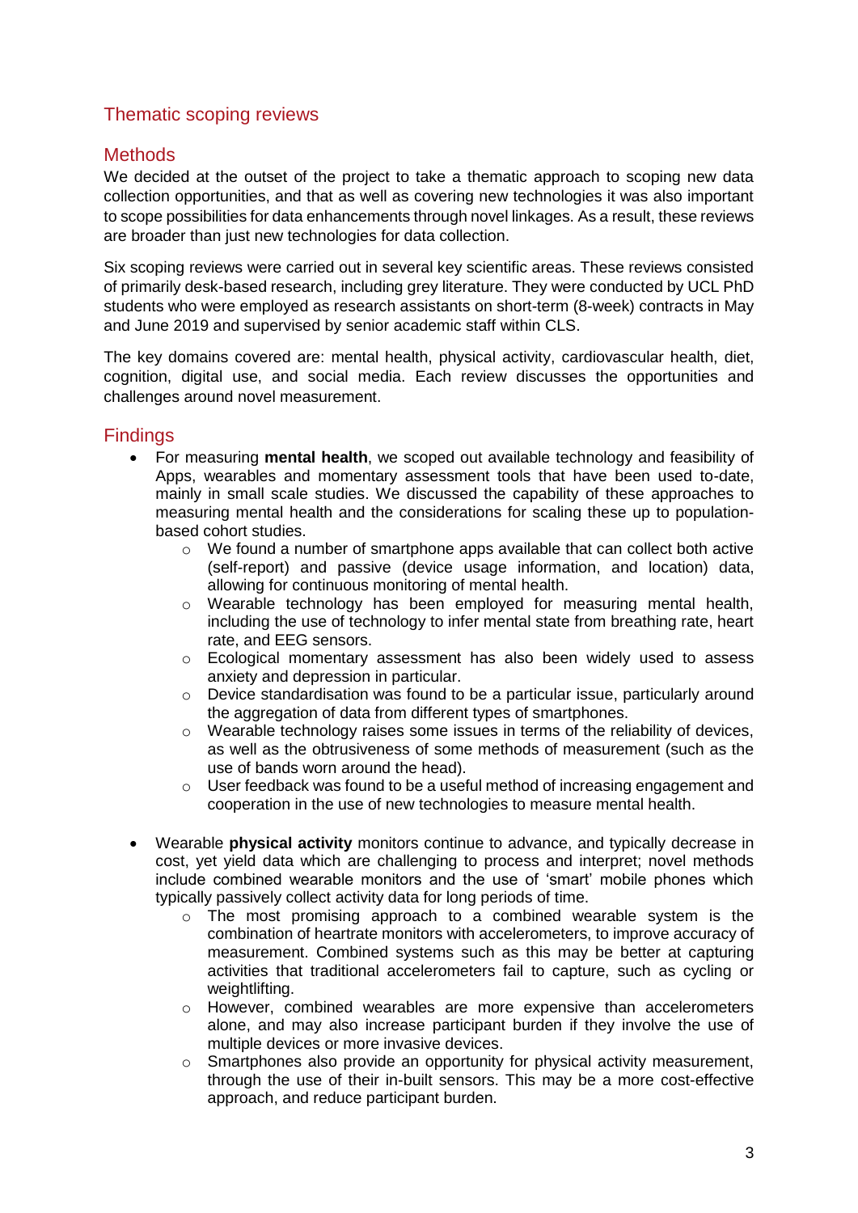## Thematic scoping reviews

### Methods

We decided at the outset of the project to take a thematic approach to scoping new data collection opportunities, and that as well as covering new technologies it was also important to scope possibilities for data enhancements through novel linkages. As a result, these reviews are broader than just new technologies for data collection.

Six scoping reviews were carried out in several key scientific areas. These reviews consisted of primarily desk-based research, including grey literature. They were conducted by UCL PhD students who were employed as research assistants on short-term (8-week) contracts in May and June 2019 and supervised by senior academic staff within CLS.

The key domains covered are: mental health, physical activity, cardiovascular health, diet, cognition, digital use, and social media. Each review discusses the opportunities and challenges around novel measurement.

### Findings

- For measuring **mental health**, we scoped out available technology and feasibility of Apps, wearables and momentary assessment tools that have been used to-date, mainly in small scale studies. We discussed the capability of these approaches to measuring mental health and the considerations for scaling these up to population-based cohort studies.
  - We found a number of smartphone apps available that can collect both active (self-report) and passive (device usage information, and location) data, allowing for continuous monitoring of mental health.
  - Wearable technology has been employed for measuring mental health, including the use of technology to infer mental state from breathing rate, heart rate, and EEG sensors.
  - Ecological momentary assessment has also been widely used to assess anxiety and depression in particular.
  - Device standardisation was found to be a particular issue, particularly around the aggregation of data from different types of smartphones.
  - Wearable technology raises some issues in terms of the reliability of devices, as well as the obtrusiveness of some methods of measurement (such as the use of bands worn around the head).
  - User feedback was found to be a useful method of increasing engagement and cooperation in the use of new technologies to measure mental health.

- Wearable **physical activity** monitors continue to advance, and typically decrease in cost, yet yield data which are challenging to process and interpret; novel methods include combined wearable monitors and the use of 'smart' mobile phones which typically passively collect activity data for long periods of time.
  - The most promising approach to a combined wearable system is the combination of heartrate monitors with accelerometers, to improve accuracy of measurement. Combined systems such as this may be better at capturing activities that traditional accelerometers fail to capture, such as cycling or weightlifting.
  - However, combined wearables are more expensive than accelerometers alone, and may also increase participant burden if they involve the use of multiple devices or more invasive devices.
  - Smartphones also provide an opportunity for physical activity measurement, through the use of their in-built sensors. This may be a more cost-effective approach, and reduce participant burden.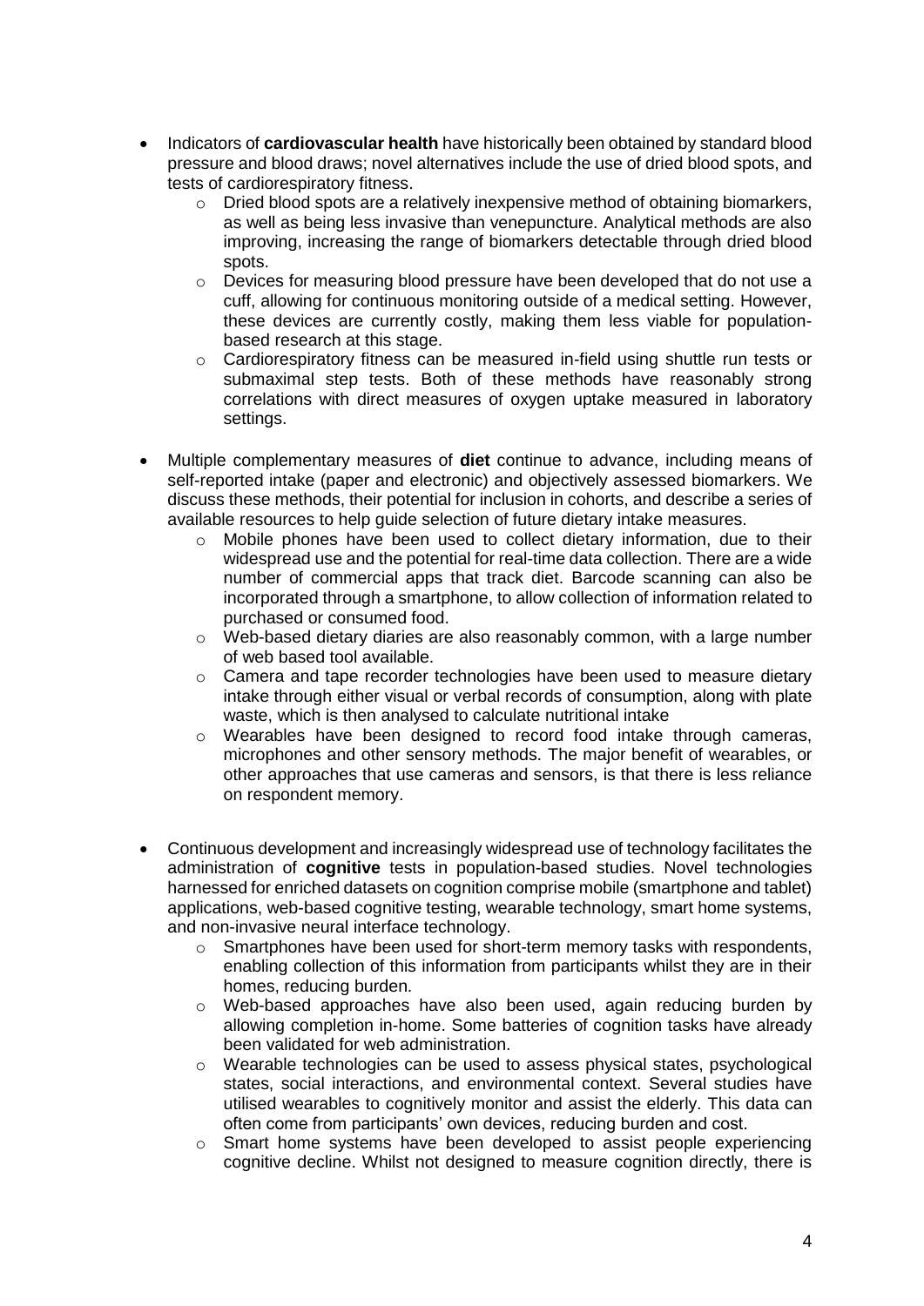- Indicators of **cardiovascular health** have historically been obtained by standard blood pressure and blood draws; novel alternatives include the use of dried blood spots, and tests of cardiorespiratory fitness.
  - Dried blood spots are a relatively inexpensive method of obtaining biomarkers, as well as being less invasive than venepuncture. Analytical methods are also improving, increasing the range of biomarkers detectable through dried blood spots.
  - Devices for measuring blood pressure have been developed that do not use a cuff, allowing for continuous monitoring outside of a medical setting. However, these devices are currently costly, making them less viable for population-based research at this stage.
  - Cardiorespiratory fitness can be measured in-field using shuttle run tests or submaximal step tests. Both of these methods have reasonably strong correlations with direct measures of oxygen uptake measured in laboratory settings.

- Multiple complementary measures of **diet** continue to advance, including means of self-reported intake (paper and electronic) and objectively assessed biomarkers. We discuss these methods, their potential for inclusion in cohorts, and describe a series of available resources to help guide selection of future dietary intake measures.
  - Mobile phones have been used to collect dietary information, due to their widespread use and the potential for real-time data collection. There are a wide number of commercial apps that track diet. Barcode scanning can also be incorporated through a smartphone, to allow collection of information related to purchased or consumed food.
  - Web-based dietary diaries are also reasonably common, with a large number of web based tool available.
  - Camera and tape recorder technologies have been used to measure dietary intake through either visual or verbal records of consumption, along with plate waste, which is then analysed to calculate nutritional intake
  - Wearables have been designed to record food intake through cameras, microphones and other sensory methods. The major benefit of wearables, or other approaches that use cameras and sensors, is that there is less reliance on respondent memory.

- Continuous development and increasingly widespread use of technology facilitates the administration of **cognitive** tests in population-based studies. Novel technologies harnessed for enriched datasets on cognition comprise mobile (smartphone and tablet) applications, web-based cognitive testing, wearable technology, smart home systems, and non-invasive neural interface technology.
  - Smartphones have been used for short-term memory tasks with respondents, enabling collection of this information from participants whilst they are in their homes, reducing burden.
  - Web-based approaches have also been used, again reducing burden by allowing completion in-home. Some batteries of cognition tasks have already been validated for web administration.
  - Wearable technologies can be used to assess physical states, psychological states, social interactions, and environmental context. Several studies have utilised wearables to cognitively monitor and assist the elderly. This data can often come from participants' own devices, reducing burden and cost.
  - Smart home systems have been developed to assist people experiencing cognitive decline. Whilst not designed to measure cognition directly, there is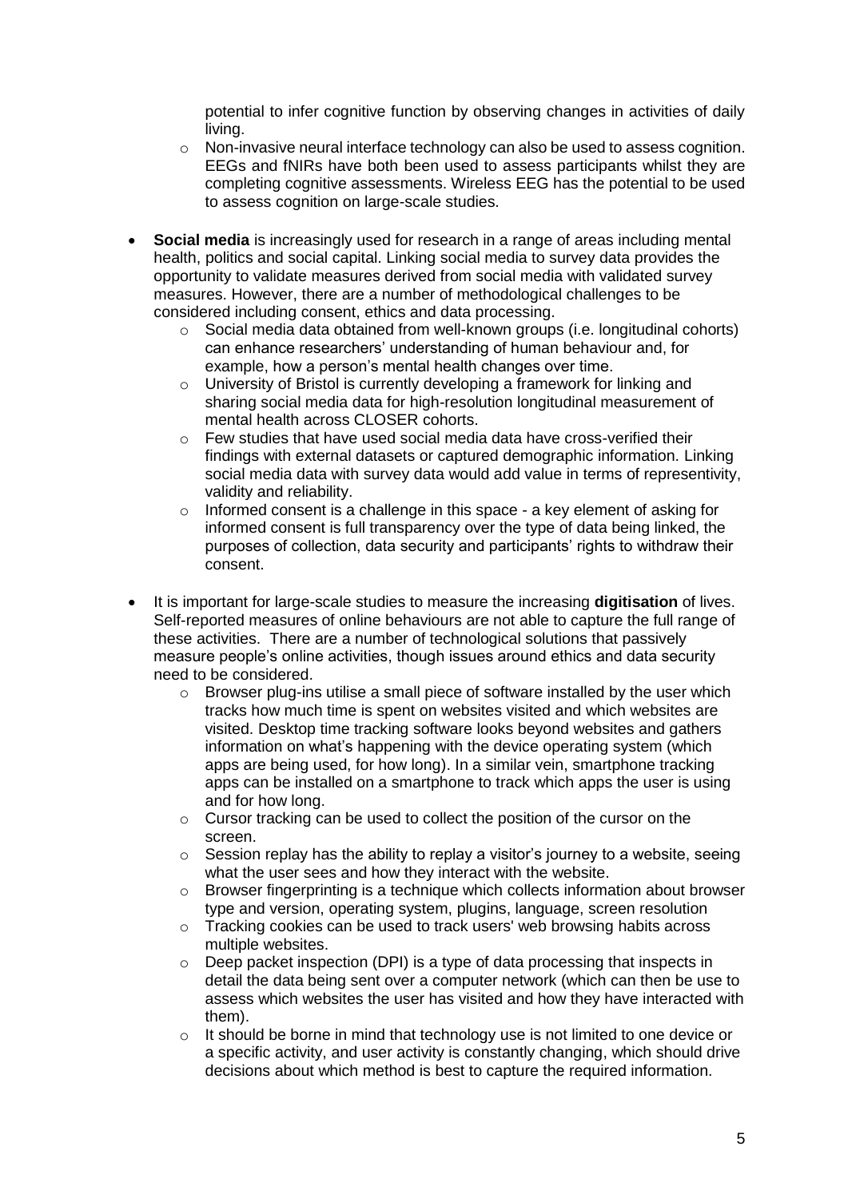potential to infer cognitive function by observing changes in activities of daily living.
  - Non-invasive neural interface technology can also be used to assess cognition. EEGs and fNIRs have both been used to assess participants whilst they are completing cognitive assessments. Wireless EEG has the potential to be used to assess cognition on large-scale studies.

- **Social media** is increasingly used for research in a range of areas including mental health, politics and social capital. Linking social media to survey data provides the opportunity to validate measures derived from social media with validated survey measures. However, there are a number of methodological challenges to be considered including consent, ethics and data processing.
  - Social media data obtained from well-known groups (i.e. longitudinal cohorts) can enhance researchers' understanding of human behaviour and, for example, how a person's mental health changes over time.
  - University of Bristol is currently developing a framework for linking and sharing social media data for high-resolution longitudinal measurement of mental health across CLOSER cohorts.
  - Few studies that have used social media data have cross-verified their findings with external datasets or captured demographic information. Linking social media data with survey data would add value in terms of representivity, validity and reliability.
  - Informed consent is a challenge in this space - a key element of asking for informed consent is full transparency over the type of data being linked, the purposes of collection, data security and participants' rights to withdraw their consent.

- It is important for large-scale studies to measure the increasing **digitisation** of lives. Self-reported measures of online behaviours are not able to capture the full range of these activities. There are a number of technological solutions that passively measure people's online activities, though issues around ethics and data security need to be considered.
  - Browser plug-ins utilise a small piece of software installed by the user which tracks how much time is spent on websites visited and which websites are visited. Desktop time tracking software looks beyond websites and gathers information on what's happening with the device operating system (which apps are being used, for how long). In a similar vein, smartphone tracking apps can be installed on a smartphone to track which apps the user is using and for how long.
  - Cursor tracking can be used to collect the position of the cursor on the screen.
  - Session replay has the ability to replay a visitor's journey to a website, seeing what the user sees and how they interact with the website.
  - Browser fingerprinting is a technique which collects information about browser type and version, operating system, plugins, language, screen resolution
  - Tracking cookies can be used to track users' web browsing habits across multiple websites.
  - Deep packet inspection (DPI) is a type of data processing that inspects in detail the data being sent over a computer network (which can then be use to assess which websites the user has visited and how they have interacted with them).
  - It should be borne in mind that technology use is not limited to one device or a specific activity, and user activity is constantly changing, which should drive decisions about which method is best to capture the required information.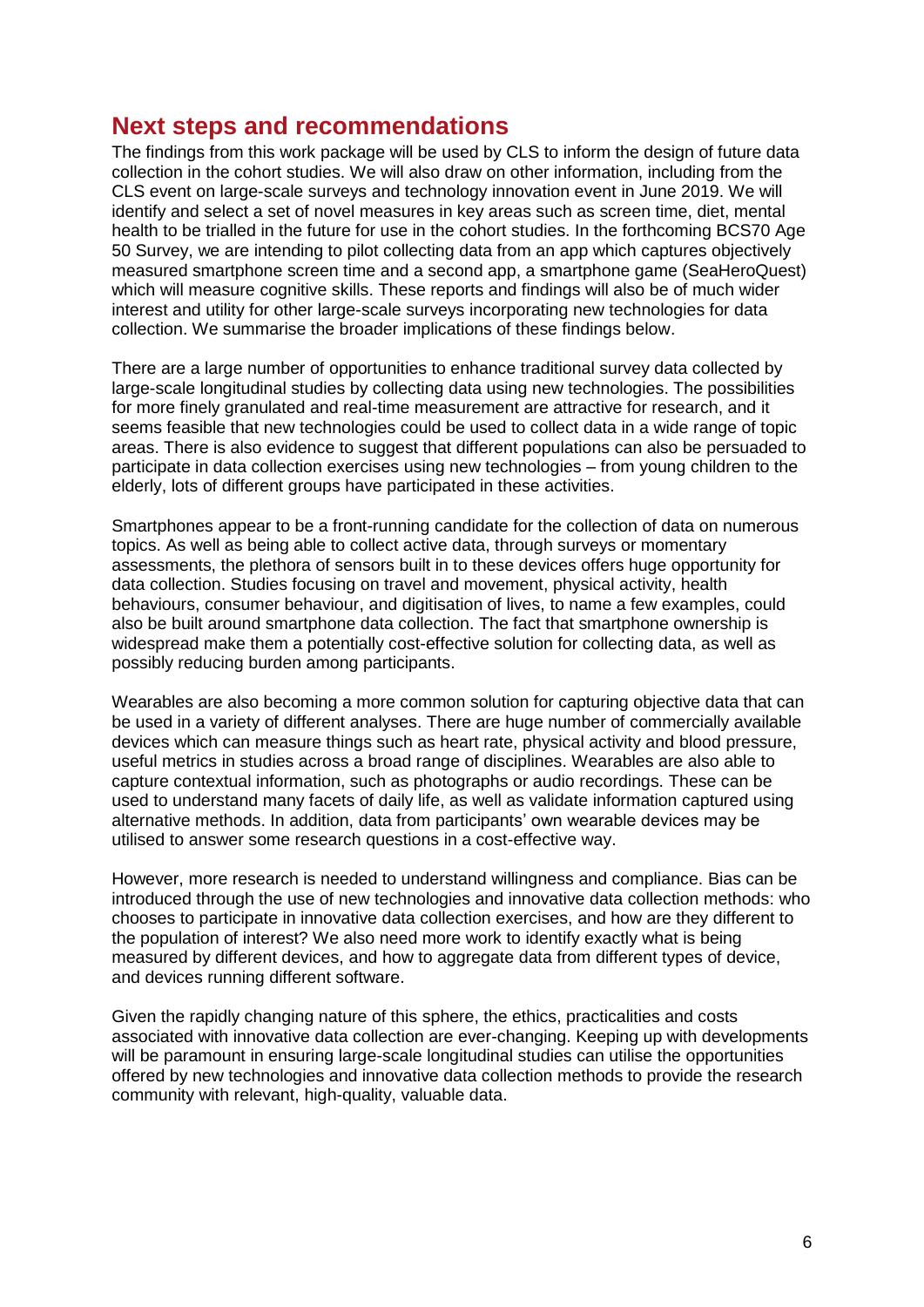## Next steps and recommendations

The findings from this work package will be used by CLS to inform the design of future data collection in the cohort studies. We will also draw on other information, including from the CLS event on large-scale surveys and technology innovation event in June 2019. We will identify and select a set of novel measures in key areas such as screen time, diet, mental health to be trialled in the future for use in the cohort studies. In the forthcoming BCS70 Age 50 Survey, we are intending to pilot collecting data from an app which captures objectively measured smartphone screen time and a second app, a smartphone game (SeaHeroQuest) which will measure cognitive skills. These reports and findings will also be of much wider interest and utility for other large-scale surveys incorporating new technologies for data collection. We summarise the broader implications of these findings below.

There are a large number of opportunities to enhance traditional survey data collected by large-scale longitudinal studies by collecting data using new technologies. The possibilities for more finely granulated and real-time measurement are attractive for research, and it seems feasible that new technologies could be used to collect data in a wide range of topic areas. There is also evidence to suggest that different populations can also be persuaded to participate in data collection exercises using new technologies – from young children to the elderly, lots of different groups have participated in these activities.

Smartphones appear to be a front-running candidate for the collection of data on numerous topics. As well as being able to collect active data, through surveys or momentary assessments, the plethora of sensors built in to these devices offers huge opportunity for data collection. Studies focusing on travel and movement, physical activity, health behaviours, consumer behaviour, and digitisation of lives, to name a few examples, could also be built around smartphone data collection. The fact that smartphone ownership is widespread make them a potentially cost-effective solution for collecting data, as well as possibly reducing burden among participants.

Wearables are also becoming a more common solution for capturing objective data that can be used in a variety of different analyses. There are huge number of commercially available devices which can measure things such as heart rate, physical activity and blood pressure, useful metrics in studies across a broad range of disciplines. Wearables are also able to capture contextual information, such as photographs or audio recordings. These can be used to understand many facets of daily life, as well as validate information captured using alternative methods. In addition, data from participants' own wearable devices may be utilised to answer some research questions in a cost-effective way.

However, more research is needed to understand willingness and compliance. Bias can be introduced through the use of new technologies and innovative data collection methods: who chooses to participate in innovative data collection exercises, and how are they different to the population of interest? We also need more work to identify exactly what is being measured by different devices, and how to aggregate data from different types of device, and devices running different software.

Given the rapidly changing nature of this sphere, the ethics, practicalities and costs associated with innovative data collection are ever-changing. Keeping up with developments will be paramount in ensuring large-scale longitudinal studies can utilise the opportunities offered by new technologies and innovative data collection methods to provide the research community with relevant, high-quality, valuable data.